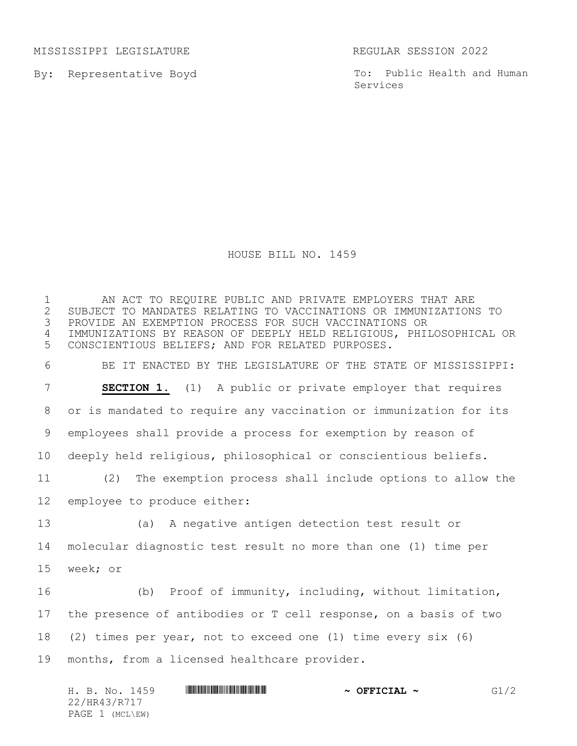MISSISSIPPI LEGISLATURE REGULAR SESSION 2022

By: Representative Boyd

To: Public Health and Human Services

# HOUSE BILL NO. 1459

AN ACT TO REQUIRE PUBLIC AND PRIVATE EMPLOYERS THAT ARE SUBJECT TO MANDATES RELATING TO VACCINATIONS OR IMMUNIZATIONS TO PROVIDE AN EXEMPTION PROCESS FOR SUCH VACCINATIONS OR IMMUNIZATIONS BY REASON OF DEEPLY HELD RELIGIOUS, PHILOSOPHICAL OR CONSCIENTIOUS BELIEFS; AND FOR RELATED PURPOSES.

BE IT ENACTED BY THE LEGISLATURE OF THE STATE OF MISSISSIPPI:

**SECTION 1.** (1) A public or private employer that requires or is mandated to require any vaccination or immunization for its employees shall provide a process for exemption by reason of deeply held religious, philosophical or conscientious beliefs.

(2) The exemption process shall include options to allow the employee to produce either:

(a) A negative antigen detection test result or molecular diagnostic test result no more than one (1) time per week; or

(b) Proof of immunity, including, without limitation, the presence of antibodies or T cell response, on a basis of two (2) times per year, not to exceed one (1) time every six (6) months, from a licensed healthcare provider.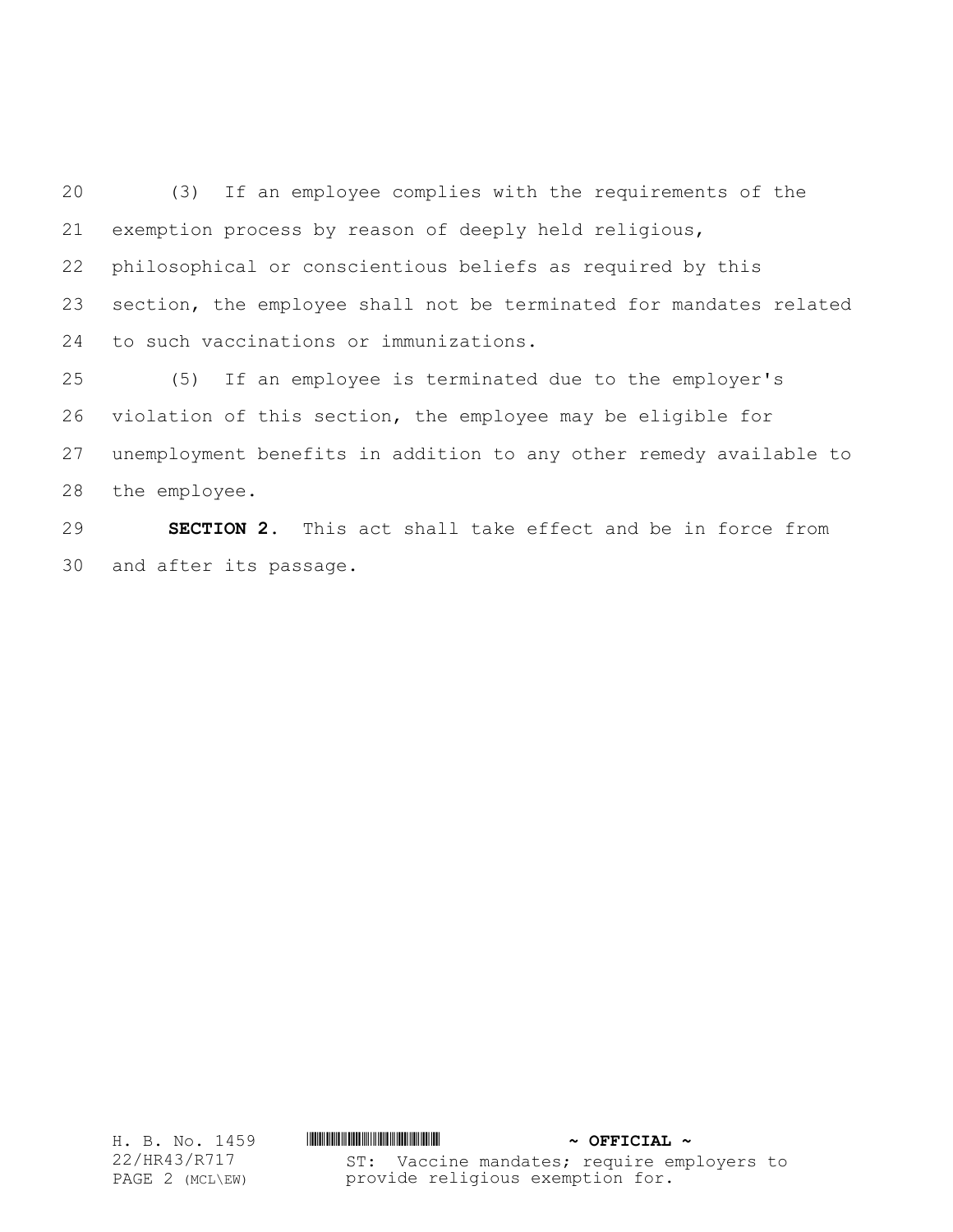(3) If an employee complies with the requirements of the exemption process by reason of deeply held religious, philosophical or conscientious beliefs as required by this section, the employee shall not be terminated for mandates related to such vaccinations or immunizations.

(5) If an employee is terminated due to the employer's violation of this section, the employee may be eligible for unemployment benefits in addition to any other remedy available to the employee.

**SECTION 2.** This act shall take effect and be in force from and after its passage.

H. B. No. 1459 ~ OFFICIAL ~
22/HR43/R717
ST: Vaccine mandates; require employers to provide religious exemption for.